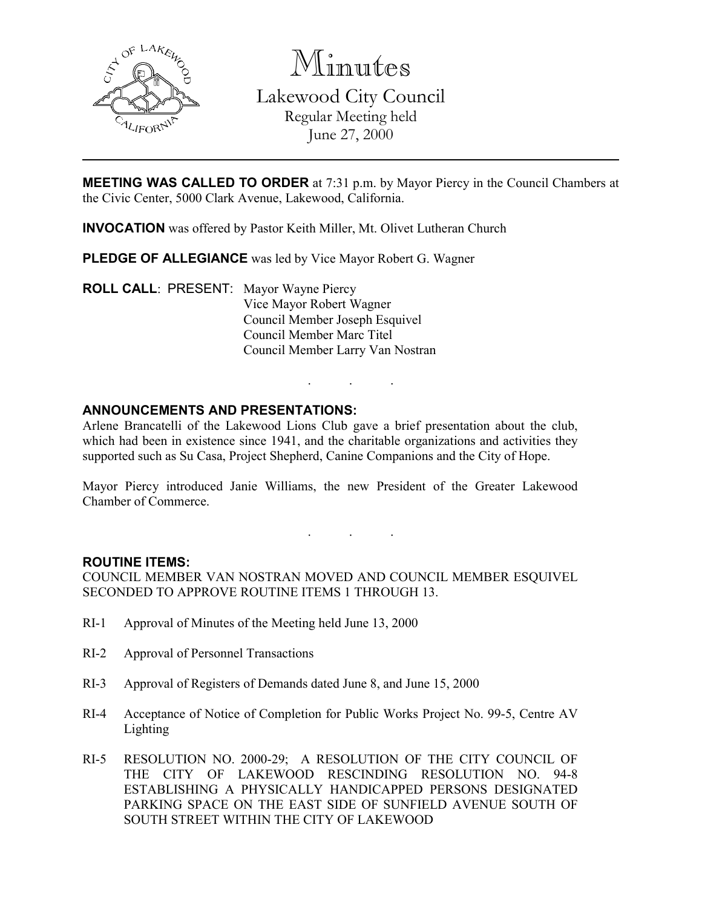# Minutes

## Lakewood City Council

Regular Meeting held
June 27, 2000

---

**MEETING WAS CALLED TO ORDER** at 7:31 p.m. by Mayor Piercy in the Council Chambers at the Civic Center, 5000 Clark Avenue, Lakewood, California.

**INVOCATION** was offered by Pastor Keith Miller, Mt. Olivet Lutheran Church

**PLEDGE OF ALLEGIANCE** was led by Vice Mayor Robert G. Wagner

**ROLL CALL**: PRESENT: Mayor Wayne Piercy
Vice Mayor Robert Wagner
Council Member Joseph Esquivel
Council Member Marc Titel
Council Member Larry Van Nostran

. . .

**ANNOUNCEMENTS AND PRESENTATIONS:**

Arlene Brancatelli of the Lakewood Lions Club gave a brief presentation about the club, which had been in existence since 1941, and the charitable organizations and activities they supported such as Su Casa, Project Shepherd, Canine Companions and the City of Hope.

Mayor Piercy introduced Janie Williams, the new President of the Greater Lakewood Chamber of Commerce.

. . .

**ROUTINE ITEMS:**

COUNCIL MEMBER VAN NOSTRAN MOVED AND COUNCIL MEMBER ESQUIVEL SECONDED TO APPROVE ROUTINE ITEMS 1 THROUGH 13.

RI-1 Approval of Minutes of the Meeting held June 13, 2000

RI-2 Approval of Personnel Transactions

RI-3 Approval of Registers of Demands dated June 8, and June 15, 2000

RI-4 Acceptance of Notice of Completion for Public Works Project No. 99-5, Centre AV Lighting

RI-5 RESOLUTION NO. 2000-29; A RESOLUTION OF THE CITY COUNCIL OF THE CITY OF LAKEWOOD RESCINDING RESOLUTION NO. 94-8 ESTABLISHING A PHYSICALLY HANDICAPPED PERSONS DESIGNATED PARKING SPACE ON THE EAST SIDE OF SUNFIELD AVENUE SOUTH OF SOUTH STREET WITHIN THE CITY OF LAKEWOOD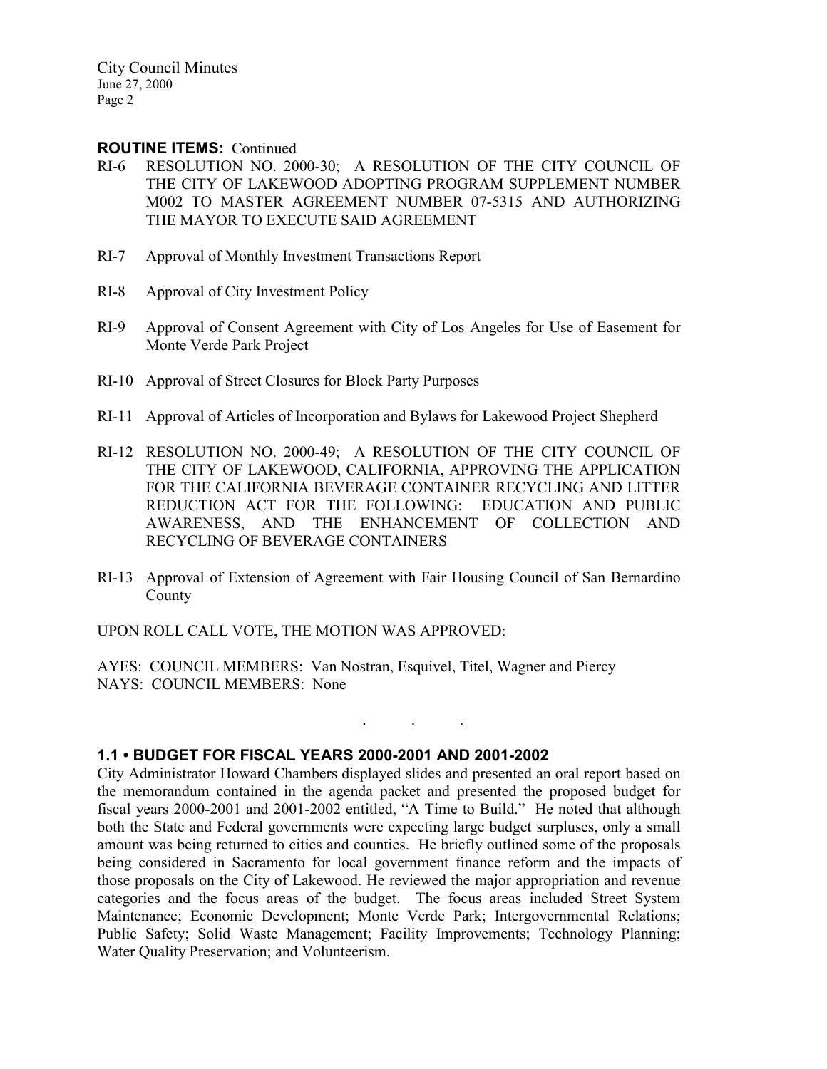**ROUTINE ITEMS:** Continued

RI-6 RESOLUTION NO. 2000-30; A RESOLUTION OF THE CITY COUNCIL OF THE CITY OF LAKEWOOD ADOPTING PROGRAM SUPPLEMENT NUMBER M002 TO MASTER AGREEMENT NUMBER 07-5315 AND AUTHORIZING THE MAYOR TO EXECUTE SAID AGREEMENT

RI-7 Approval of Monthly Investment Transactions Report

RI-8 Approval of City Investment Policy

RI-9 Approval of Consent Agreement with City of Los Angeles for Use of Easement for Monte Verde Park Project

RI-10 Approval of Street Closures for Block Party Purposes

RI-11 Approval of Articles of Incorporation and Bylaws for Lakewood Project Shepherd

RI-12 RESOLUTION NO. 2000-49; A RESOLUTION OF THE CITY COUNCIL OF THE CITY OF LAKEWOOD, CALIFORNIA, APPROVING THE APPLICATION FOR THE CALIFORNIA BEVERAGE CONTAINER RECYCLING AND LITTER REDUCTION ACT FOR THE FOLLOWING: EDUCATION AND PUBLIC AWARENESS, AND THE ENHANCEMENT OF COLLECTION AND RECYCLING OF BEVERAGE CONTAINERS

RI-13 Approval of Extension of Agreement with Fair Housing Council of San Bernardino County

UPON ROLL CALL VOTE, THE MOTION WAS APPROVED:

AYES: COUNCIL MEMBERS: Van Nostran, Esquivel, Titel, Wagner and Piercy
NAYS: COUNCIL MEMBERS: None

. . .

### 1.1 • BUDGET FOR FISCAL YEARS 2000-2001 AND 2001-2002

City Administrator Howard Chambers displayed slides and presented an oral report based on the memorandum contained in the agenda packet and presented the proposed budget for fiscal years 2000-2001 and 2001-2002 entitled, "A Time to Build." He noted that although both the State and Federal governments were expecting large budget surpluses, only a small amount was being returned to cities and counties. He briefly outlined some of the proposals being considered in Sacramento for local government finance reform and the impacts of those proposals on the City of Lakewood. He reviewed the major appropriation and revenue categories and the focus areas of the budget. The focus areas included Street System Maintenance; Economic Development; Monte Verde Park; Intergovernmental Relations; Public Safety; Solid Waste Management; Facility Improvements; Technology Planning; Water Quality Preservation; and Volunteerism.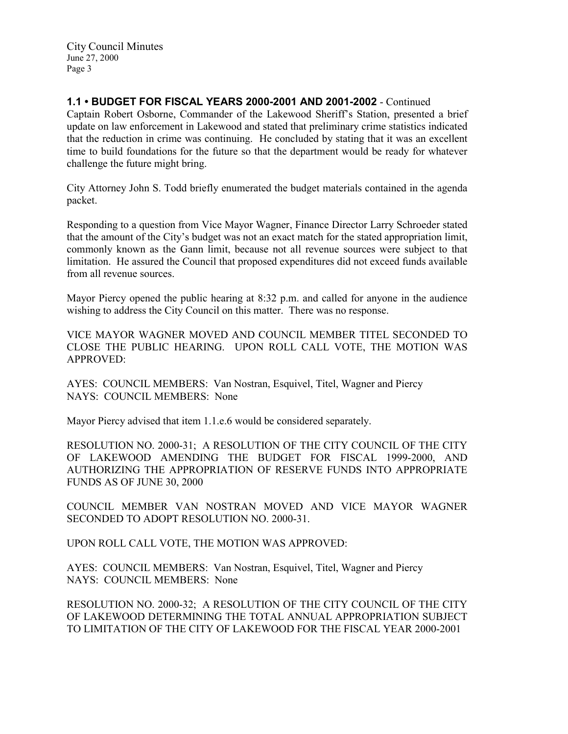## 1.1 • BUDGET FOR FISCAL YEARS 2000-2001 AND 2001-2002 - Continued

Captain Robert Osborne, Commander of the Lakewood Sheriff's Station, presented a brief update on law enforcement in Lakewood and stated that preliminary crime statistics indicated that the reduction in crime was continuing. He concluded by stating that it was an excellent time to build foundations for the future so that the department would be ready for whatever challenge the future might bring.

City Attorney John S. Todd briefly enumerated the budget materials contained in the agenda packet.

Responding to a question from Vice Mayor Wagner, Finance Director Larry Schroeder stated that the amount of the City's budget was not an exact match for the stated appropriation limit, commonly known as the Gann limit, because not all revenue sources were subject to that limitation. He assured the Council that proposed expenditures did not exceed funds available from all revenue sources.

Mayor Piercy opened the public hearing at 8:32 p.m. and called for anyone in the audience wishing to address the City Council on this matter. There was no response.

VICE MAYOR WAGNER MOVED AND COUNCIL MEMBER TITEL SECONDED TO CLOSE THE PUBLIC HEARING. UPON ROLL CALL VOTE, THE MOTION WAS APPROVED:

AYES: COUNCIL MEMBERS: Van Nostran, Esquivel, Titel, Wagner and Piercy
NAYS: COUNCIL MEMBERS: None

Mayor Piercy advised that item 1.1.e.6 would be considered separately.

RESOLUTION NO. 2000-31; A RESOLUTION OF THE CITY COUNCIL OF THE CITY OF LAKEWOOD AMENDING THE BUDGET FOR FISCAL 1999-2000, AND AUTHORIZING THE APPROPRIATION OF RESERVE FUNDS INTO APPROPRIATE FUNDS AS OF JUNE 30, 2000

COUNCIL MEMBER VAN NOSTRAN MOVED AND VICE MAYOR WAGNER SECONDED TO ADOPT RESOLUTION NO. 2000-31.

UPON ROLL CALL VOTE, THE MOTION WAS APPROVED:

AYES: COUNCIL MEMBERS: Van Nostran, Esquivel, Titel, Wagner and Piercy
NAYS: COUNCIL MEMBERS: None

RESOLUTION NO. 2000-32; A RESOLUTION OF THE CITY COUNCIL OF THE CITY OF LAKEWOOD DETERMINING THE TOTAL ANNUAL APPROPRIATION SUBJECT TO LIMITATION OF THE CITY OF LAKEWOOD FOR THE FISCAL YEAR 2000-2001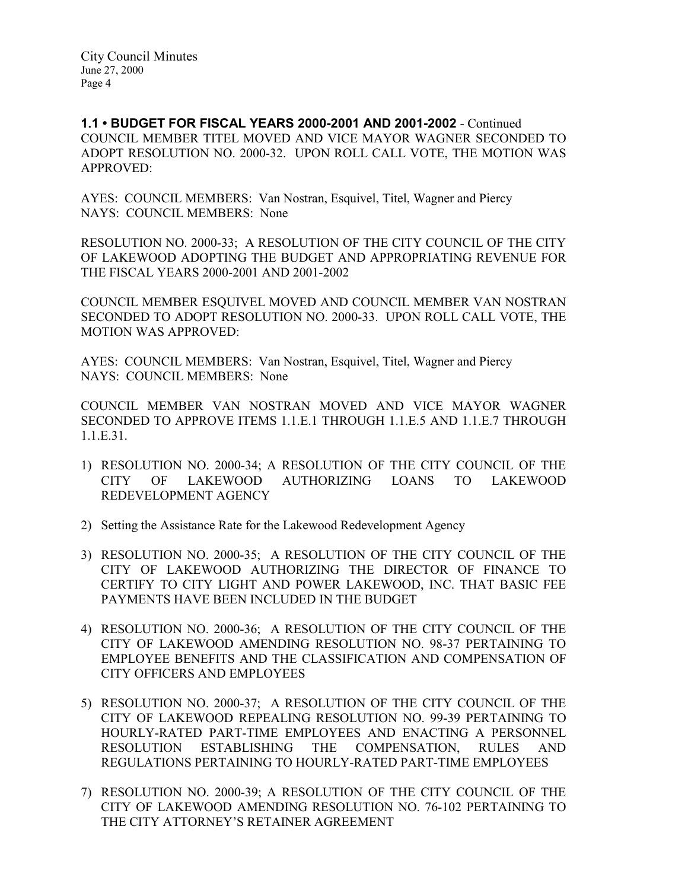**1.1 • BUDGET FOR FISCAL YEARS 2000-2001 AND 2001-2002** - Continued

COUNCIL MEMBER TITEL MOVED AND VICE MAYOR WAGNER SECONDED TO ADOPT RESOLUTION NO. 2000-32. UPON ROLL CALL VOTE, THE MOTION WAS APPROVED:

AYES: COUNCIL MEMBERS: Van Nostran, Esquivel, Titel, Wagner and Piercy
NAYS: COUNCIL MEMBERS: None

RESOLUTION NO. 2000-33; A RESOLUTION OF THE CITY COUNCIL OF THE CITY OF LAKEWOOD ADOPTING THE BUDGET AND APPROPRIATING REVENUE FOR THE FISCAL YEARS 2000-2001 AND 2001-2002

COUNCIL MEMBER ESQUIVEL MOVED AND COUNCIL MEMBER VAN NOSTRAN SECONDED TO ADOPT RESOLUTION NO. 2000-33. UPON ROLL CALL VOTE, THE MOTION WAS APPROVED:

AYES: COUNCIL MEMBERS: Van Nostran, Esquivel, Titel, Wagner and Piercy
NAYS: COUNCIL MEMBERS: None

COUNCIL MEMBER VAN NOSTRAN MOVED AND VICE MAYOR WAGNER SECONDED TO APPROVE ITEMS 1.1.E.1 THROUGH 1.1.E.5 AND 1.1.E.7 THROUGH 1.1.E.31.

1) RESOLUTION NO. 2000-34; A RESOLUTION OF THE CITY COUNCIL OF THE CITY OF LAKEWOOD AUTHORIZING LOANS TO LAKEWOOD REDEVELOPMENT AGENCY

2) Setting the Assistance Rate for the Lakewood Redevelopment Agency

3) RESOLUTION NO. 2000-35; A RESOLUTION OF THE CITY COUNCIL OF THE CITY OF LAKEWOOD AUTHORIZING THE DIRECTOR OF FINANCE TO CERTIFY TO CITY LIGHT AND POWER LAKEWOOD, INC. THAT BASIC FEE PAYMENTS HAVE BEEN INCLUDED IN THE BUDGET

4) RESOLUTION NO. 2000-36; A RESOLUTION OF THE CITY COUNCIL OF THE CITY OF LAKEWOOD AMENDING RESOLUTION NO. 98-37 PERTAINING TO EMPLOYEE BENEFITS AND THE CLASSIFICATION AND COMPENSATION OF CITY OFFICERS AND EMPLOYEES

5) RESOLUTION NO. 2000-37; A RESOLUTION OF THE CITY COUNCIL OF THE CITY OF LAKEWOOD REPEALING RESOLUTION NO. 99-39 PERTAINING TO HOURLY-RATED PART-TIME EMPLOYEES AND ENACTING A PERSONNEL RESOLUTION ESTABLISHING THE COMPENSATION, RULES AND REGULATIONS PERTAINING TO HOURLY-RATED PART-TIME EMPLOYEES

7) RESOLUTION NO. 2000-39; A RESOLUTION OF THE CITY COUNCIL OF THE CITY OF LAKEWOOD AMENDING RESOLUTION NO. 76-102 PERTAINING TO THE CITY ATTORNEY'S RETAINER AGREEMENT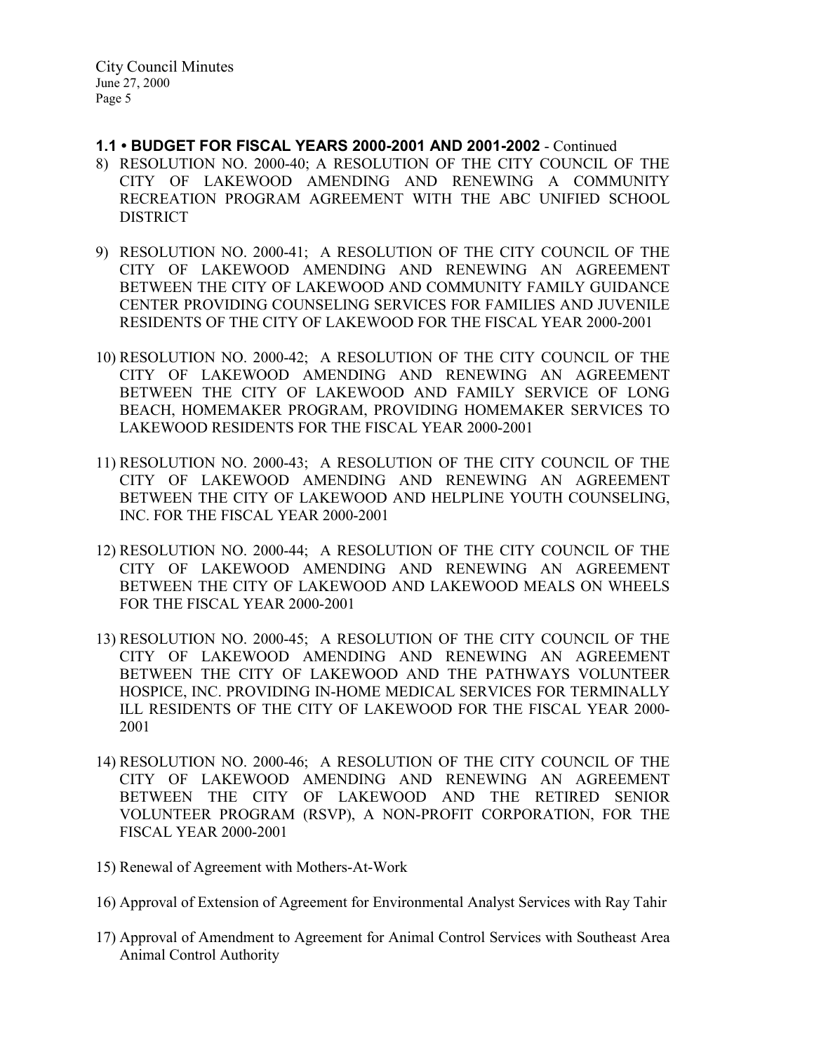**1.1 • BUDGET FOR FISCAL YEARS 2000-2001 AND 2001-2002** - Continued

8) RESOLUTION NO. 2000-40; A RESOLUTION OF THE CITY COUNCIL OF THE CITY OF LAKEWOOD AMENDING AND RENEWING A COMMUNITY RECREATION PROGRAM AGREEMENT WITH THE ABC UNIFIED SCHOOL DISTRICT

9) RESOLUTION NO. 2000-41; A RESOLUTION OF THE CITY COUNCIL OF THE CITY OF LAKEWOOD AMENDING AND RENEWING AN AGREEMENT BETWEEN THE CITY OF LAKEWOOD AND COMMUNITY FAMILY GUIDANCE CENTER PROVIDING COUNSELING SERVICES FOR FAMILIES AND JUVENILE RESIDENTS OF THE CITY OF LAKEWOOD FOR THE FISCAL YEAR 2000-2001

10) RESOLUTION NO. 2000-42; A RESOLUTION OF THE CITY COUNCIL OF THE CITY OF LAKEWOOD AMENDING AND RENEWING AN AGREEMENT BETWEEN THE CITY OF LAKEWOOD AND FAMILY SERVICE OF LONG BEACH, HOMEMAKER PROGRAM, PROVIDING HOMEMAKER SERVICES TO LAKEWOOD RESIDENTS FOR THE FISCAL YEAR 2000-2001

11) RESOLUTION NO. 2000-43; A RESOLUTION OF THE CITY COUNCIL OF THE CITY OF LAKEWOOD AMENDING AND RENEWING AN AGREEMENT BETWEEN THE CITY OF LAKEWOOD AND HELPLINE YOUTH COUNSELING, INC. FOR THE FISCAL YEAR 2000-2001

12) RESOLUTION NO. 2000-44; A RESOLUTION OF THE CITY COUNCIL OF THE CITY OF LAKEWOOD AMENDING AND RENEWING AN AGREEMENT BETWEEN THE CITY OF LAKEWOOD AND LAKEWOOD MEALS ON WHEELS FOR THE FISCAL YEAR 2000-2001

13) RESOLUTION NO. 2000-45; A RESOLUTION OF THE CITY COUNCIL OF THE CITY OF LAKEWOOD AMENDING AND RENEWING AN AGREEMENT BETWEEN THE CITY OF LAKEWOOD AND THE PATHWAYS VOLUNTEER HOSPICE, INC. PROVIDING IN-HOME MEDICAL SERVICES FOR TERMINALLY ILL RESIDENTS OF THE CITY OF LAKEWOOD FOR THE FISCAL YEAR 2000-2001

14) RESOLUTION NO. 2000-46; A RESOLUTION OF THE CITY COUNCIL OF THE CITY OF LAKEWOOD AMENDING AND RENEWING AN AGREEMENT BETWEEN THE CITY OF LAKEWOOD AND THE RETIRED SENIOR VOLUNTEER PROGRAM (RSVP), A NON-PROFIT CORPORATION, FOR THE FISCAL YEAR 2000-2001

15) Renewal of Agreement with Mothers-At-Work

16) Approval of Extension of Agreement for Environmental Analyst Services with Ray Tahir

17) Approval of Amendment to Agreement for Animal Control Services with Southeast Area Animal Control Authority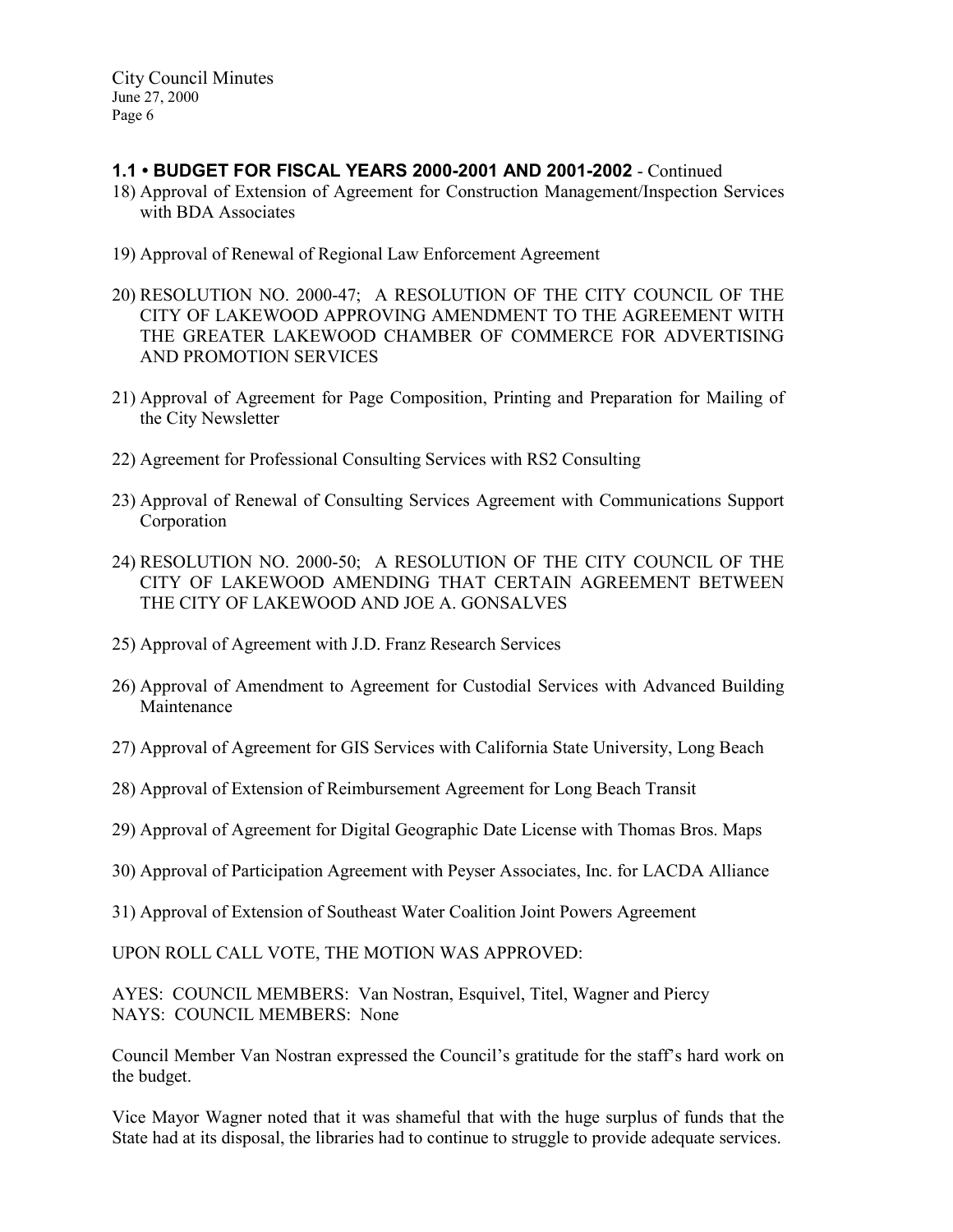### 1.1 • BUDGET FOR FISCAL YEARS 2000-2001 AND 2001-2002 - Continued

18) Approval of Extension of Agreement for Construction Management/Inspection Services with BDA Associates

19) Approval of Renewal of Regional Law Enforcement Agreement

20) RESOLUTION NO. 2000-47; A RESOLUTION OF THE CITY COUNCIL OF THE CITY OF LAKEWOOD APPROVING AMENDMENT TO THE AGREEMENT WITH THE GREATER LAKEWOOD CHAMBER OF COMMERCE FOR ADVERTISING AND PROMOTION SERVICES

21) Approval of Agreement for Page Composition, Printing and Preparation for Mailing of the City Newsletter

22) Agreement for Professional Consulting Services with RS2 Consulting

23) Approval of Renewal of Consulting Services Agreement with Communications Support Corporation

24) RESOLUTION NO. 2000-50; A RESOLUTION OF THE CITY COUNCIL OF THE CITY OF LAKEWOOD AMENDING THAT CERTAIN AGREEMENT BETWEEN THE CITY OF LAKEWOOD AND JOE A. GONSALVES

25) Approval of Agreement with J.D. Franz Research Services

26) Approval of Amendment to Agreement for Custodial Services with Advanced Building Maintenance

27) Approval of Agreement for GIS Services with California State University, Long Beach

28) Approval of Extension of Reimbursement Agreement for Long Beach Transit

29) Approval of Agreement for Digital Geographic Date License with Thomas Bros. Maps

30) Approval of Participation Agreement with Peyser Associates, Inc. for LACDA Alliance

31) Approval of Extension of Southeast Water Coalition Joint Powers Agreement

UPON ROLL CALL VOTE, THE MOTION WAS APPROVED:

AYES: COUNCIL MEMBERS: Van Nostran, Esquivel, Titel, Wagner and Piercy
NAYS: COUNCIL MEMBERS: None

Council Member Van Nostran expressed the Council's gratitude for the staff's hard work on the budget.

Vice Mayor Wagner noted that it was shameful that with the huge surplus of funds that the State had at its disposal, the libraries had to continue to struggle to provide adequate services.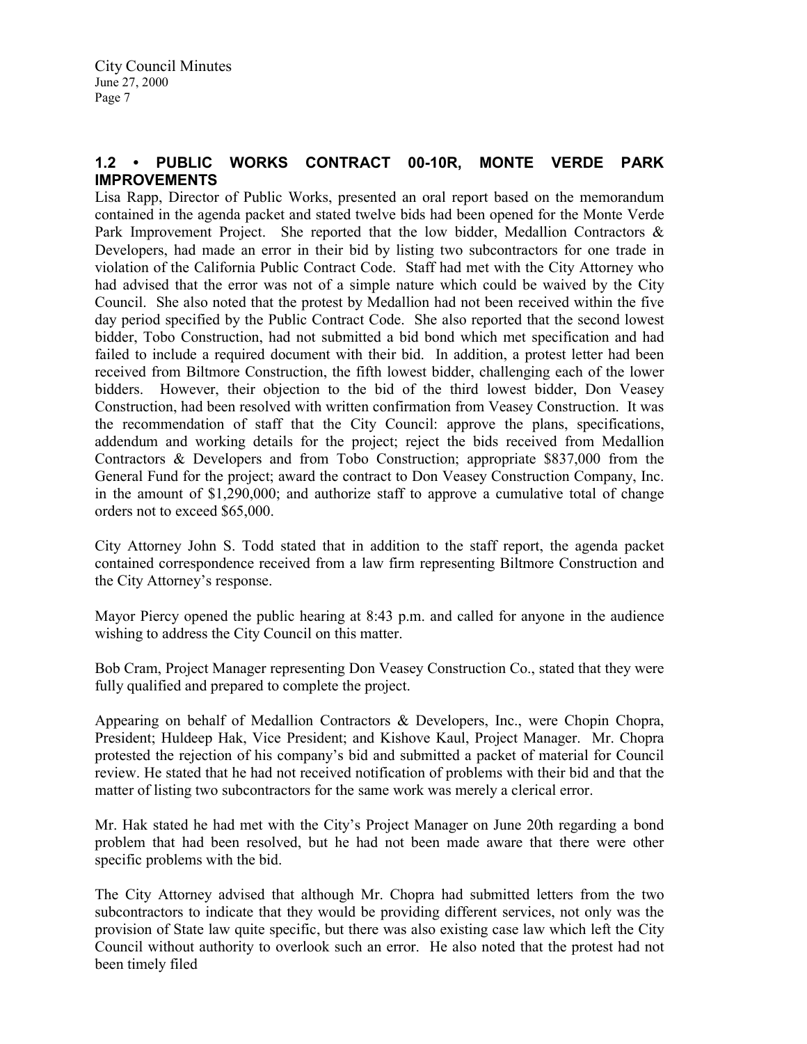## 1.2 • PUBLIC WORKS CONTRACT 00-10R, MONTE VERDE PARK IMPROVEMENTS

Lisa Rapp, Director of Public Works, presented an oral report based on the memorandum contained in the agenda packet and stated twelve bids had been opened for the Monte Verde Park Improvement Project. She reported that the low bidder, Medallion Contractors & Developers, had made an error in their bid by listing two subcontractors for one trade in violation of the California Public Contract Code. Staff had met with the City Attorney who had advised that the error was not of a simple nature which could be waived by the City Council. She also noted that the protest by Medallion had not been received within the five day period specified by the Public Contract Code. She also reported that the second lowest bidder, Tobo Construction, had not submitted a bid bond which met specification and had failed to include a required document with their bid. In addition, a protest letter had been received from Biltmore Construction, the fifth lowest bidder, challenging each of the lower bidders. However, their objection to the bid of the third lowest bidder, Don Veasey Construction, had been resolved with written confirmation from Veasey Construction. It was the recommendation of staff that the City Council: approve the plans, specifications, addendum and working details for the project; reject the bids received from Medallion Contractors & Developers and from Tobo Construction; appropriate $837,000 from the General Fund for the project; award the contract to Don Veasey Construction Company, Inc. in the amount of $1,290,000; and authorize staff to approve a cumulative total of change orders not to exceed $65,000.

City Attorney John S. Todd stated that in addition to the staff report, the agenda packet contained correspondence received from a law firm representing Biltmore Construction and the City Attorney's response.

Mayor Piercy opened the public hearing at 8:43 p.m. and called for anyone in the audience wishing to address the City Council on this matter.

Bob Cram, Project Manager representing Don Veasey Construction Co., stated that they were fully qualified and prepared to complete the project.

Appearing on behalf of Medallion Contractors & Developers, Inc., were Chopin Chopra, President; Huldeep Hak, Vice President; and Kishove Kaul, Project Manager. Mr. Chopra protested the rejection of his company's bid and submitted a packet of material for Council review. He stated that he had not received notification of problems with their bid and that the matter of listing two subcontractors for the same work was merely a clerical error.

Mr. Hak stated he had met with the City's Project Manager on June 20th regarding a bond problem that had been resolved, but he had not been made aware that there were other specific problems with the bid.

The City Attorney advised that although Mr. Chopra had submitted letters from the two subcontractors to indicate that they would be providing different services, not only was the provision of State law quite specific, but there was also existing case law which left the City Council without authority to overlook such an error. He also noted that the protest had not been timely filed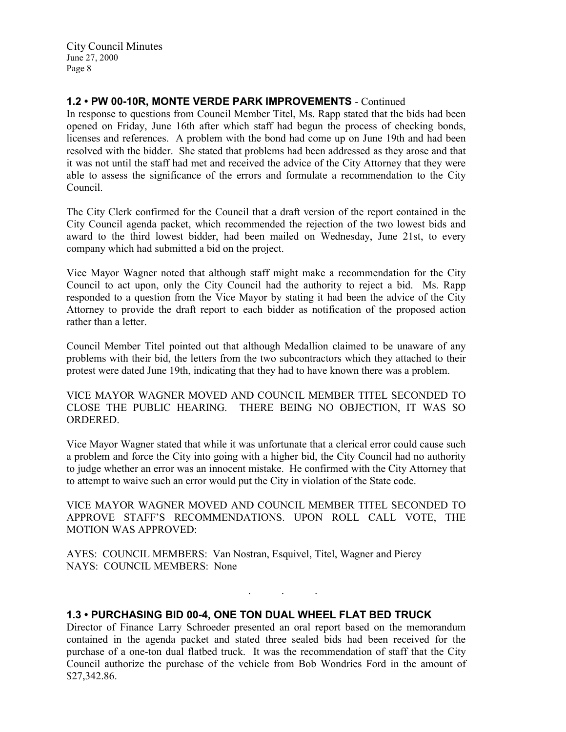### 1.2 • PW 00-10R, MONTE VERDE PARK IMPROVEMENTS - Continued

In response to questions from Council Member Titel, Ms. Rapp stated that the bids had been opened on Friday, June 16th after which staff had begun the process of checking bonds, licenses and references. A problem with the bond had come up on June 19th and had been resolved with the bidder. She stated that problems had been addressed as they arose and that it was not until the staff had met and received the advice of the City Attorney that they were able to assess the significance of the errors and formulate a recommendation to the City Council.

The City Clerk confirmed for the Council that a draft version of the report contained in the City Council agenda packet, which recommended the rejection of the two lowest bids and award to the third lowest bidder, had been mailed on Wednesday, June 21st, to every company which had submitted a bid on the project.

Vice Mayor Wagner noted that although staff might make a recommendation for the City Council to act upon, only the City Council had the authority to reject a bid. Ms. Rapp responded to a question from the Vice Mayor by stating it had been the advice of the City Attorney to provide the draft report to each bidder as notification of the proposed action rather than a letter.

Council Member Titel pointed out that although Medallion claimed to be unaware of any problems with their bid, the letters from the two subcontractors which they attached to their protest were dated June 19th, indicating that they had to have known there was a problem.

VICE MAYOR WAGNER MOVED AND COUNCIL MEMBER TITEL SECONDED TO CLOSE THE PUBLIC HEARING. THERE BEING NO OBJECTION, IT WAS SO ORDERED.

Vice Mayor Wagner stated that while it was unfortunate that a clerical error could cause such a problem and force the City into going with a higher bid, the City Council had no authority to judge whether an error was an innocent mistake. He confirmed with the City Attorney that to attempt to waive such an error would put the City in violation of the State code.

VICE MAYOR WAGNER MOVED AND COUNCIL MEMBER TITEL SECONDED TO APPROVE STAFF'S RECOMMENDATIONS. UPON ROLL CALL VOTE, THE MOTION WAS APPROVED:

AYES: COUNCIL MEMBERS: Van Nostran, Esquivel, Titel, Wagner and Piercy
NAYS: COUNCIL MEMBERS: None

. . .

### 1.3 • PURCHASING BID 00-4, ONE TON DUAL WHEEL FLAT BED TRUCK

Director of Finance Larry Schroeder presented an oral report based on the memorandum contained in the agenda packet and stated three sealed bids had been received for the purchase of a one-ton dual flatbed truck. It was the recommendation of staff that the City Council authorize the purchase of the vehicle from Bob Wondries Ford in the amount of $27,342.86.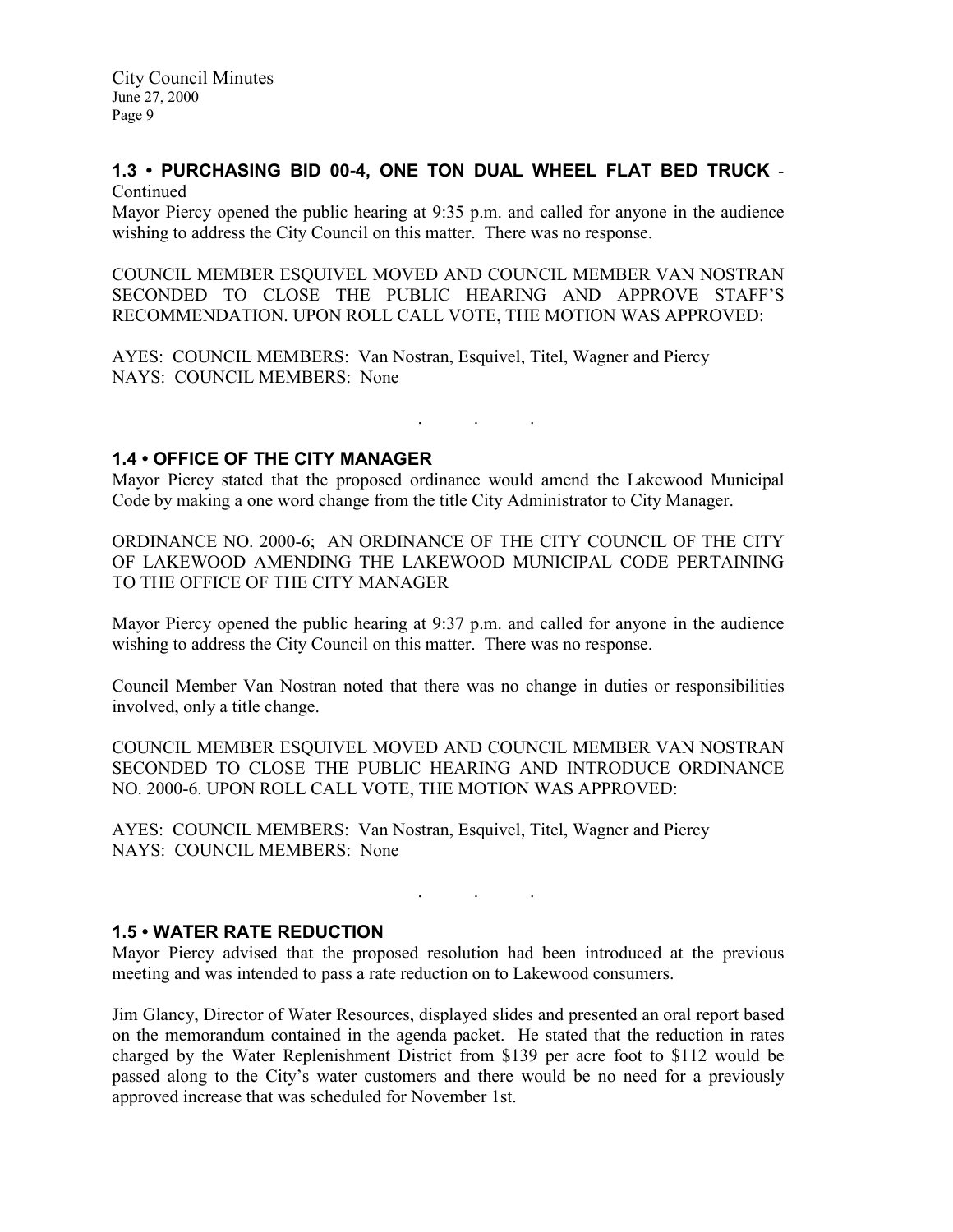### 1.3 • PURCHASING BID 00-4, ONE TON DUAL WHEEL FLAT BED TRUCK - Continued

Mayor Piercy opened the public hearing at 9:35 p.m. and called for anyone in the audience wishing to address the City Council on this matter. There was no response.

COUNCIL MEMBER ESQUIVEL MOVED AND COUNCIL MEMBER VAN NOSTRAN SECONDED TO CLOSE THE PUBLIC HEARING AND APPROVE STAFF'S RECOMMENDATION. UPON ROLL CALL VOTE, THE MOTION WAS APPROVED:

AYES: COUNCIL MEMBERS: Van Nostran, Esquivel, Titel, Wagner and Piercy
NAYS: COUNCIL MEMBERS: None

. . .

### 1.4 • OFFICE OF THE CITY MANAGER

Mayor Piercy stated that the proposed ordinance would amend the Lakewood Municipal Code by making a one word change from the title City Administrator to City Manager.

ORDINANCE NO. 2000-6; AN ORDINANCE OF THE CITY COUNCIL OF THE CITY OF LAKEWOOD AMENDING THE LAKEWOOD MUNICIPAL CODE PERTAINING TO THE OFFICE OF THE CITY MANAGER

Mayor Piercy opened the public hearing at 9:37 p.m. and called for anyone in the audience wishing to address the City Council on this matter. There was no response.

Council Member Van Nostran noted that there was no change in duties or responsibilities involved, only a title change.

COUNCIL MEMBER ESQUIVEL MOVED AND COUNCIL MEMBER VAN NOSTRAN SECONDED TO CLOSE THE PUBLIC HEARING AND INTRODUCE ORDINANCE NO. 2000-6. UPON ROLL CALL VOTE, THE MOTION WAS APPROVED:

AYES: COUNCIL MEMBERS: Van Nostran, Esquivel, Titel, Wagner and Piercy
NAYS: COUNCIL MEMBERS: None

. . .

### 1.5 • WATER RATE REDUCTION

Mayor Piercy advised that the proposed resolution had been introduced at the previous meeting and was intended to pass a rate reduction on to Lakewood consumers.

Jim Glancy, Director of Water Resources, displayed slides and presented an oral report based on the memorandum contained in the agenda packet. He stated that the reduction in rates charged by the Water Replenishment District from $139 per acre foot to $112 would be passed along to the City's water customers and there would be no need for a previously approved increase that was scheduled for November 1st.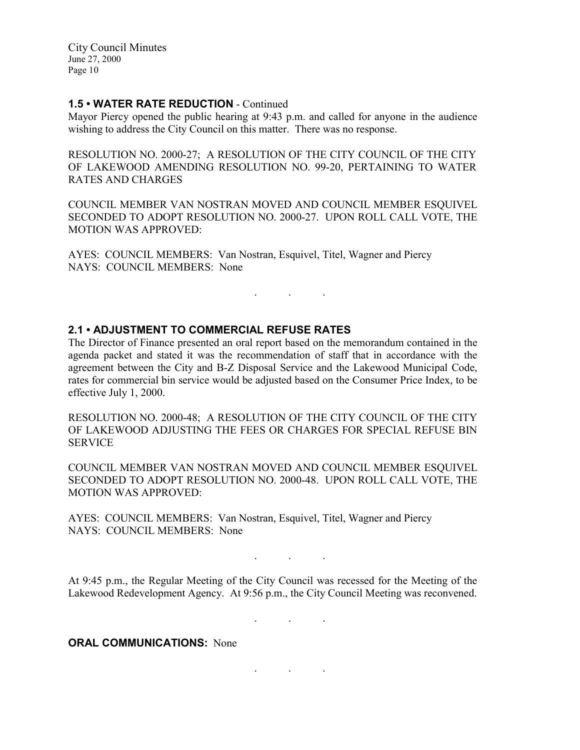## 1.5 • WATER RATE REDUCTION - Continued

Mayor Piercy opened the public hearing at 9:43 p.m. and called for anyone in the audience wishing to address the City Council on this matter. There was no response.

RESOLUTION NO. 2000-27; A RESOLUTION OF THE CITY COUNCIL OF THE CITY OF LAKEWOOD AMENDING RESOLUTION NO. 99-20, PERTAINING TO WATER RATES AND CHARGES

COUNCIL MEMBER VAN NOSTRAN MOVED AND COUNCIL MEMBER ESQUIVEL SECONDED TO ADOPT RESOLUTION NO. 2000-27. UPON ROLL CALL VOTE, THE MOTION WAS APPROVED:

AYES: COUNCIL MEMBERS: Van Nostran, Esquivel, Titel, Wagner and Piercy
NAYS: COUNCIL MEMBERS: None

. . .

## 2.1 • ADJUSTMENT TO COMMERCIAL REFUSE RATES

The Director of Finance presented an oral report based on the memorandum contained in the agenda packet and stated it was the recommendation of staff that in accordance with the agreement between the City and B-Z Disposal Service and the Lakewood Municipal Code, rates for commercial bin service would be adjusted based on the Consumer Price Index, to be effective July 1, 2000.

RESOLUTION NO. 2000-48; A RESOLUTION OF THE CITY COUNCIL OF THE CITY OF LAKEWOOD ADJUSTING THE FEES OR CHARGES FOR SPECIAL REFUSE BIN SERVICE

COUNCIL MEMBER VAN NOSTRAN MOVED AND COUNCIL MEMBER ESQUIVEL SECONDED TO ADOPT RESOLUTION NO. 2000-48. UPON ROLL CALL VOTE, THE MOTION WAS APPROVED:

AYES: COUNCIL MEMBERS: Van Nostran, Esquivel, Titel, Wagner and Piercy
NAYS: COUNCIL MEMBERS: None

. . .

At 9:45 p.m., the Regular Meeting of the City Council was recessed for the Meeting of the Lakewood Redevelopment Agency. At 9:56 p.m., the City Council Meeting was reconvened.

. . .

**ORAL COMMUNICATIONS:** None

. . .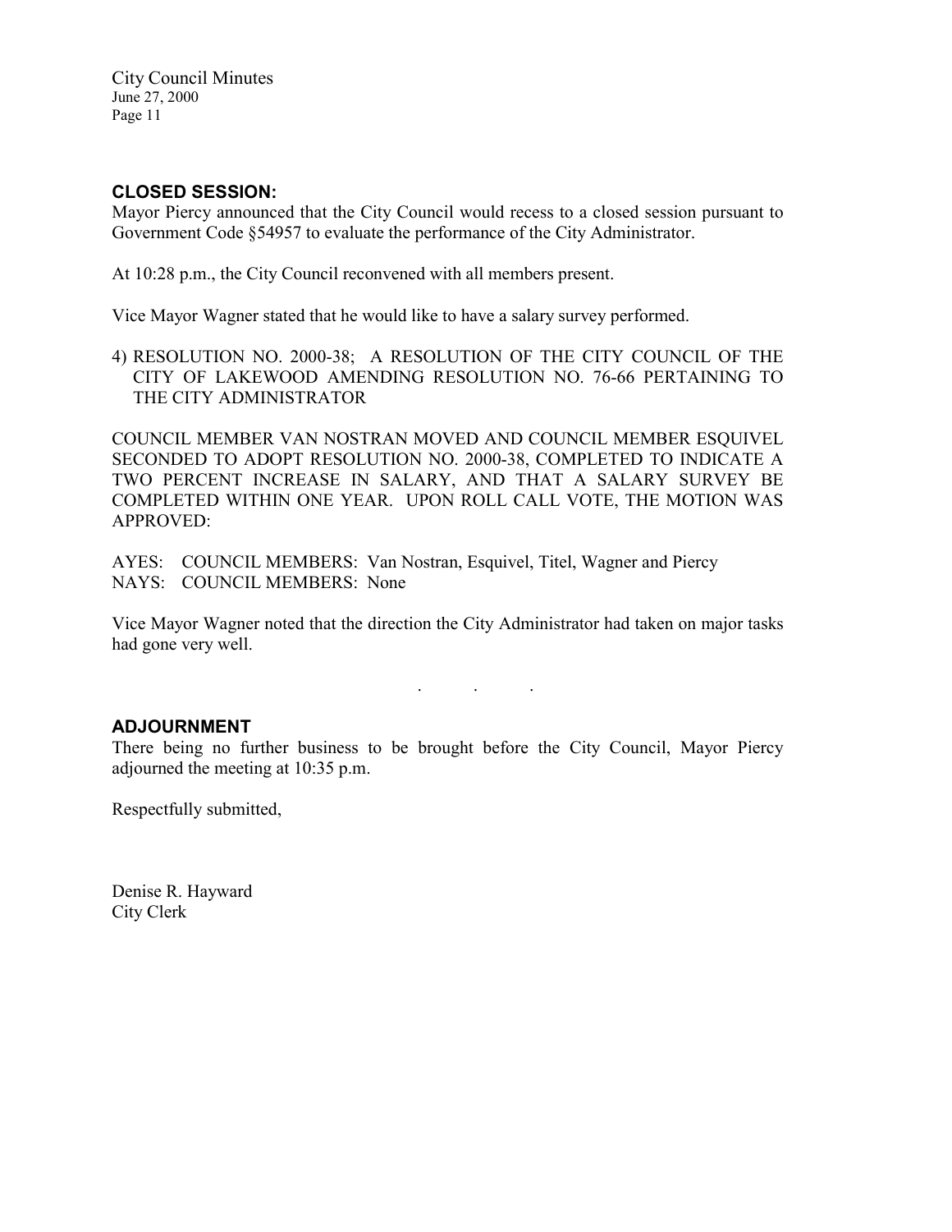## CLOSED SESSION:

Mayor Piercy announced that the City Council would recess to a closed session pursuant to Government Code §54957 to evaluate the performance of the City Administrator.

At 10:28 p.m., the City Council reconvened with all members present.

Vice Mayor Wagner stated that he would like to have a salary survey performed.

4) RESOLUTION NO. 2000-38; A RESOLUTION OF THE CITY COUNCIL OF THE CITY OF LAKEWOOD AMENDING RESOLUTION NO. 76-66 PERTAINING TO THE CITY ADMINISTRATOR

COUNCIL MEMBER VAN NOSTRAN MOVED AND COUNCIL MEMBER ESQUIVEL SECONDED TO ADOPT RESOLUTION NO. 2000-38, COMPLETED TO INDICATE A TWO PERCENT INCREASE IN SALARY, AND THAT A SALARY SURVEY BE COMPLETED WITHIN ONE YEAR. UPON ROLL CALL VOTE, THE MOTION WAS APPROVED:

AYES: COUNCIL MEMBERS: Van Nostran, Esquivel, Titel, Wagner and Piercy
NAYS: COUNCIL MEMBERS: None

Vice Mayor Wagner noted that the direction the City Administrator had taken on major tasks had gone very well.

. . .

## ADJOURNMENT

There being no further business to be brought before the City Council, Mayor Piercy adjourned the meeting at 10:35 p.m.

Respectfully submitted,

Denise R. Hayward
City Clerk